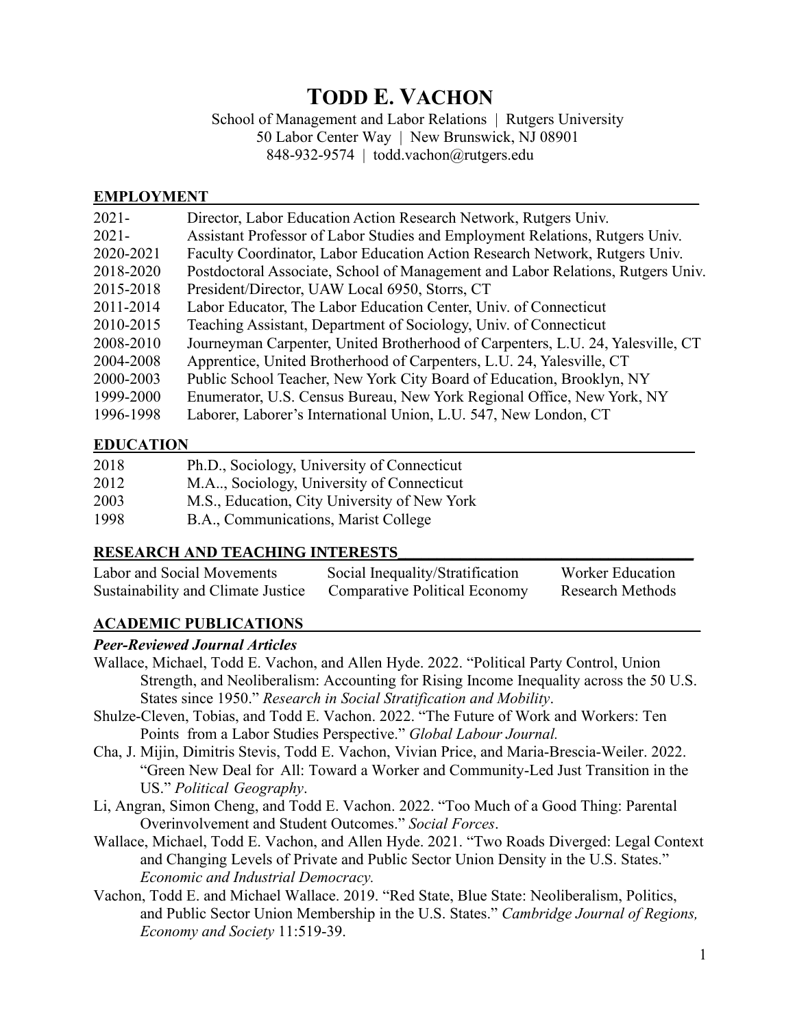# TODD E. VACHON

School of Management and Labor Relations | Rutgers University
50 Labor Center Way | New Brunswick, NJ 08901
848-932-9574 | todd.vachon@rutgers.edu

## EMPLOYMENT

| | |
|---|---|
| 2021- | Director, Labor Education Action Research Network, Rutgers Univ. |
| 2021- | Assistant Professor of Labor Studies and Employment Relations, Rutgers Univ. |
| 2020-2021 | Faculty Coordinator, Labor Education Action Research Network, Rutgers Univ. |
| 2018-2020 | Postdoctoral Associate, School of Management and Labor Relations, Rutgers Univ. |
| 2015-2018 | President/Director, UAW Local 6950, Storrs, CT |
| 2011-2014 | Labor Educator, The Labor Education Center, Univ. of Connecticut |
| 2010-2015 | Teaching Assistant, Department of Sociology, Univ. of Connecticut |
| 2008-2010 | Journeyman Carpenter, United Brotherhood of Carpenters, L.U. 24, Yalesville, CT |
| 2004-2008 | Apprentice, United Brotherhood of Carpenters, L.U. 24, Yalesville, CT |
| 2000-2003 | Public School Teacher, New York City Board of Education, Brooklyn, NY |
| 1999-2000 | Enumerator, U.S. Census Bureau, New York Regional Office, New York, NY |
| 1996-1998 | Laborer, Laborer's International Union, L.U. 547, New London, CT |

## EDUCATION

| | |
|---|---|
| 2018 | Ph.D., Sociology, University of Connecticut |
| 2012 | M.A.., Sociology, University of Connecticut |
| 2003 | M.S., Education, City University of New York |
| 1998 | B.A., Communications, Marist College |

## RESEARCH AND TEACHING INTERESTS

| | | |
|---|---|---|
| Labor and Social Movements | Social Inequality/Stratification | Worker Education |
| Sustainability and Climate Justice | Comparative Political Economy | Research Methods |

## ACADEMIC PUBLICATIONS

### *Peer-Reviewed Journal Articles*

Wallace, Michael, Todd E. Vachon, and Allen Hyde. 2022. "Political Party Control, Union Strength, and Neoliberalism: Accounting for Rising Income Inequality across the 50 U.S. States since 1950." *Research in Social Stratification and Mobility*.

Shulze-Cleven, Tobias, and Todd E. Vachon. 2022. "The Future of Work and Workers: Ten Points from a Labor Studies Perspective." *Global Labour Journal.*

Cha, J. Mijin, Dimitris Stevis, Todd E. Vachon, Vivian Price, and Maria-Brescia-Weiler. 2022. "Green New Deal for All: Toward a Worker and Community-Led Just Transition in the US." *Political Geography*.

Li, Angran, Simon Cheng, and Todd E. Vachon. 2022. "Too Much of a Good Thing: Parental Overinvolvement and Student Outcomes." *Social Forces*.

Wallace, Michael, Todd E. Vachon, and Allen Hyde. 2021. "Two Roads Diverged: Legal Context and Changing Levels of Private and Public Sector Union Density in the U.S. States." *Economic and Industrial Democracy.*

Vachon, Todd E. and Michael Wallace. 2019. "Red State, Blue State: Neoliberalism, Politics, and Public Sector Union Membership in the U.S. States." *Cambridge Journal of Regions, Economy and Society* 11:519-39.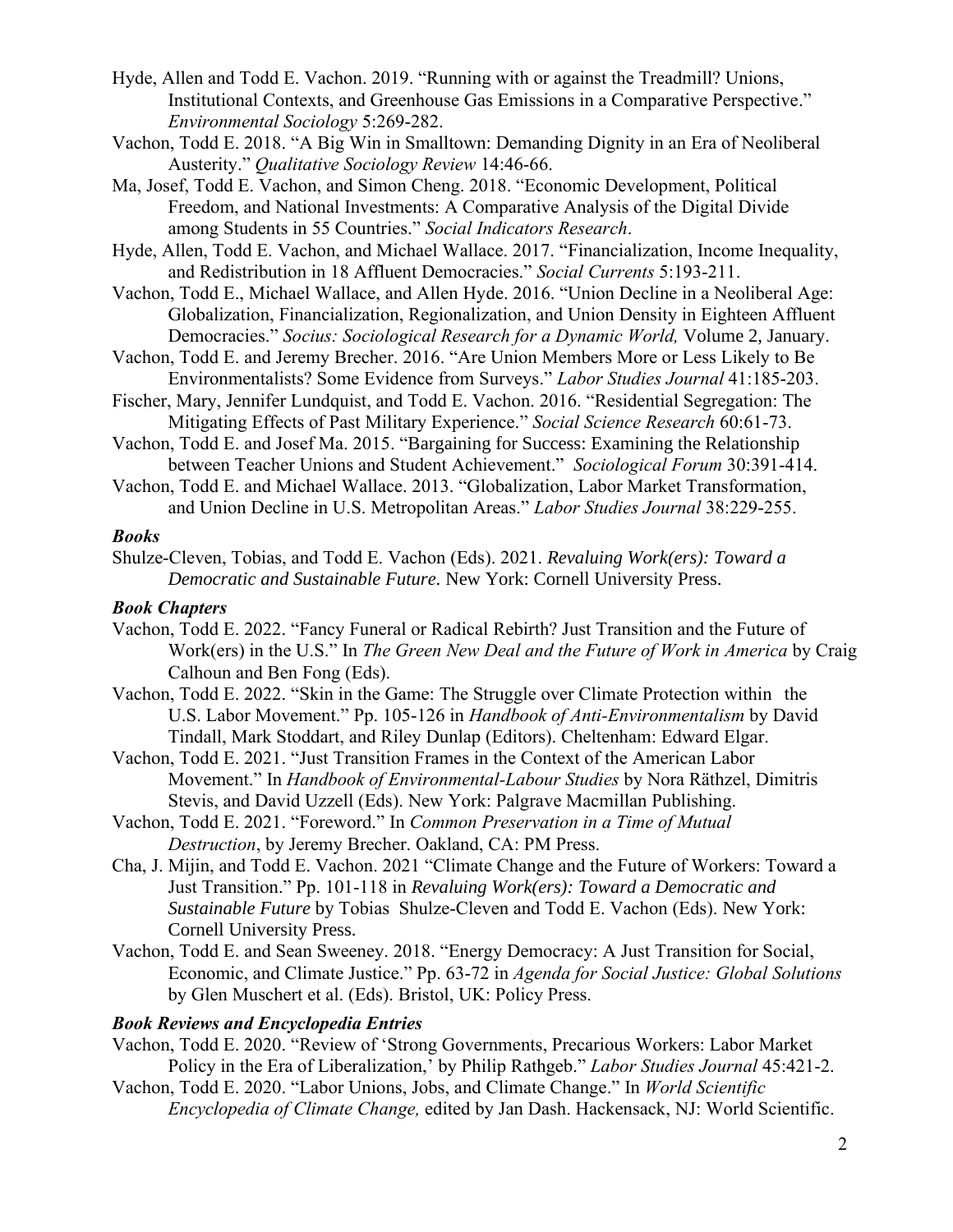Hyde, Allen and Todd E. Vachon. 2019. "Running with or against the Treadmill? Unions, Institutional Contexts, and Greenhouse Gas Emissions in a Comparative Perspective." *Environmental Sociology* 5:269-282.

Vachon, Todd E. 2018. "A Big Win in Smalltown: Demanding Dignity in an Era of Neoliberal Austerity." *Qualitative Sociology Review* 14:46-66.

Ma, Josef, Todd E. Vachon, and Simon Cheng. 2018. "Economic Development, Political Freedom, and National Investments: A Comparative Analysis of the Digital Divide among Students in 55 Countries." *Social Indicators Research*.

Hyde, Allen, Todd E. Vachon, and Michael Wallace. 2017. "Financialization, Income Inequality, and Redistribution in 18 Affluent Democracies." *Social Currents* 5:193-211.

Vachon, Todd E., Michael Wallace, and Allen Hyde. 2016. "Union Decline in a Neoliberal Age: Globalization, Financialization, Regionalization, and Union Density in Eighteen Affluent Democracies." *Socius: Sociological Research for a Dynamic World,* Volume 2, January.

Vachon, Todd E. and Jeremy Brecher. 2016. "Are Union Members More or Less Likely to Be Environmentalists? Some Evidence from Surveys." *Labor Studies Journal* 41:185-203.

Fischer, Mary, Jennifer Lundquist, and Todd E. Vachon. 2016. "Residential Segregation: The Mitigating Effects of Past Military Experience." *Social Science Research* 60:61-73.

Vachon, Todd E. and Josef Ma. 2015. "Bargaining for Success: Examining the Relationship between Teacher Unions and Student Achievement." *Sociological Forum* 30:391-414.

Vachon, Todd E. and Michael Wallace. 2013. "Globalization, Labor Market Transformation, and Union Decline in U.S. Metropolitan Areas." *Labor Studies Journal* 38:229-255.

### ***Books***

Shulze-Cleven, Tobias, and Todd E. Vachon (Eds). 2021. *Revaluing Work(ers): Toward a Democratic and Sustainable Future.* New York: Cornell University Press.

### ***Book Chapters***

Vachon, Todd E. 2022. "Fancy Funeral or Radical Rebirth? Just Transition and the Future of Work(ers) in the U.S." In *The Green New Deal and the Future of Work in America* by Craig Calhoun and Ben Fong (Eds).

Vachon, Todd E. 2022. "Skin in the Game: The Struggle over Climate Protection within the U.S. Labor Movement." Pp. 105-126 in *Handbook of Anti-Environmentalism* by David Tindall, Mark Stoddart, and Riley Dunlap (Editors). Cheltenham: Edward Elgar.

Vachon, Todd E. 2021. "Just Transition Frames in the Context of the American Labor Movement." In *Handbook of Environmental-Labour Studies* by Nora Räthzel, Dimitris Stevis, and David Uzzell (Eds). New York: Palgrave Macmillan Publishing.

Vachon, Todd E. 2021. "Foreword." In *Common Preservation in a Time of Mutual Destruction*, by Jeremy Brecher. Oakland, CA: PM Press.

Cha, J. Mijin, and Todd E. Vachon. 2021 "Climate Change and the Future of Workers: Toward a Just Transition." Pp. 101-118 in *Revaluing Work(ers): Toward a Democratic and Sustainable Future* by Tobias Shulze-Cleven and Todd E. Vachon (Eds). New York: Cornell University Press.

Vachon, Todd E. and Sean Sweeney. 2018. "Energy Democracy: A Just Transition for Social, Economic, and Climate Justice." Pp. 63-72 in *Agenda for Social Justice: Global Solutions* by Glen Muschert et al. (Eds). Bristol, UK: Policy Press.

### ***Book Reviews and Encyclopedia Entries***

Vachon, Todd E. 2020. "Review of 'Strong Governments, Precarious Workers: Labor Market Policy in the Era of Liberalization,' by Philip Rathgeb." *Labor Studies Journal* 45:421-2.

Vachon, Todd E. 2020. "Labor Unions, Jobs, and Climate Change." In *World Scientific Encyclopedia of Climate Change,* edited by Jan Dash. Hackensack, NJ: World Scientific.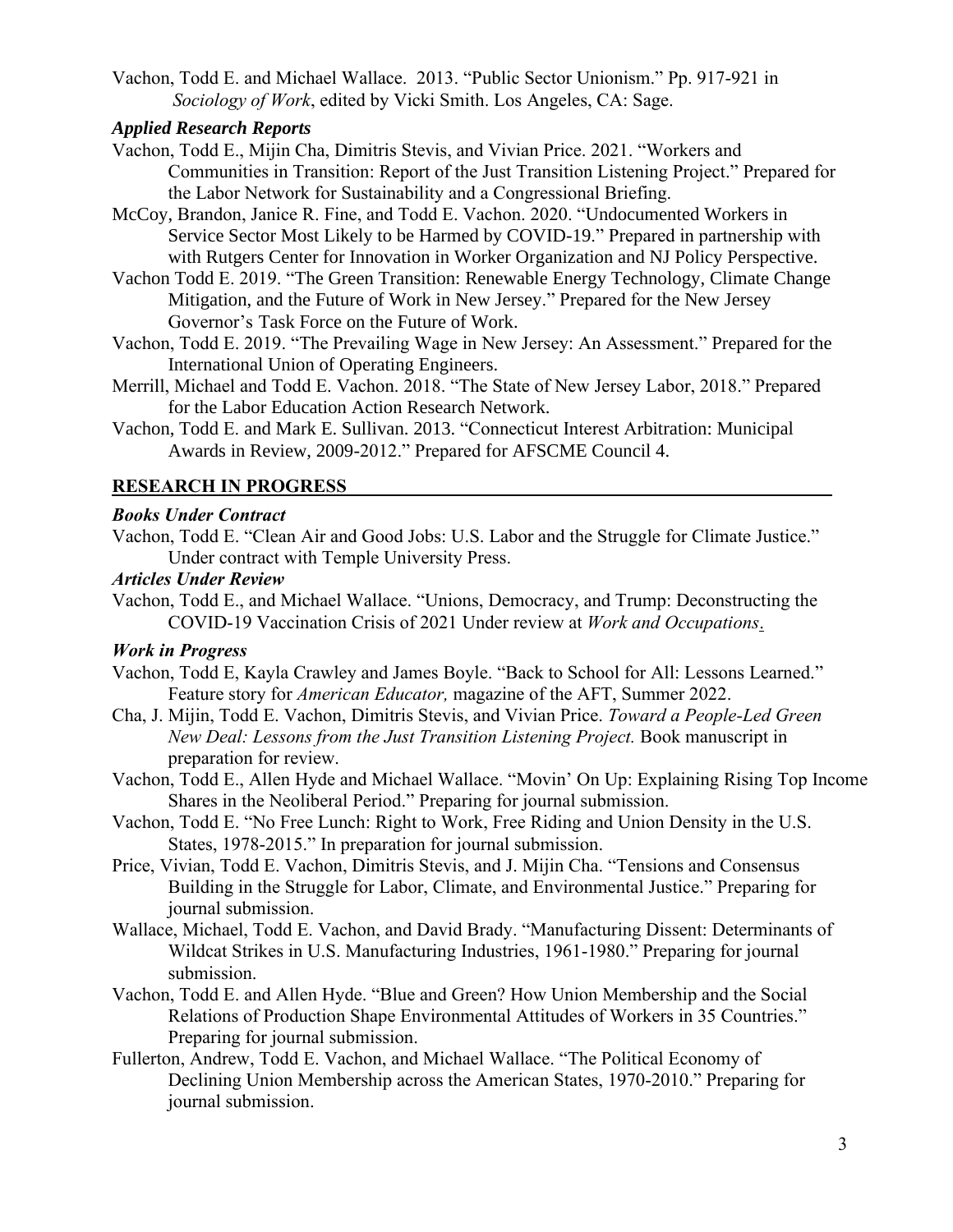Vachon, Todd E. and Michael Wallace. 2013. "Public Sector Unionism." Pp. 917-921 in *Sociology of Work*, edited by Vicki Smith. Los Angeles, CA: Sage.

### *Applied Research Reports*

Vachon, Todd E., Mijin Cha, Dimitris Stevis, and Vivian Price. 2021. "Workers and Communities in Transition: Report of the Just Transition Listening Project." Prepared for the Labor Network for Sustainability and a Congressional Briefing.

McCoy, Brandon, Janice R. Fine, and Todd E. Vachon. 2020. "Undocumented Workers in Service Sector Most Likely to be Harmed by COVID-19." Prepared in partnership with with Rutgers Center for Innovation in Worker Organization and NJ Policy Perspective.

Vachon Todd E. 2019. "The Green Transition: Renewable Energy Technology, Climate Change Mitigation, and the Future of Work in New Jersey." Prepared for the New Jersey Governor's Task Force on the Future of Work.

Vachon, Todd E. 2019. "The Prevailing Wage in New Jersey: An Assessment." Prepared for the International Union of Operating Engineers.

Merrill, Michael and Todd E. Vachon. 2018. "The State of New Jersey Labor, 2018." Prepared for the Labor Education Action Research Network.

Vachon, Todd E. and Mark E. Sullivan. 2013. "Connecticut Interest Arbitration: Municipal Awards in Review, 2009-2012." Prepared for AFSCME Council 4.

## RESEARCH IN PROGRESS

### *Books Under Contract*

Vachon, Todd E. "Clean Air and Good Jobs: U.S. Labor and the Struggle for Climate Justice." Under contract with Temple University Press.

### *Articles Under Review*

Vachon, Todd E., and Michael Wallace. "Unions, Democracy, and Trump: Deconstructing the COVID-19 Vaccination Crisis of 2021 Under review at *Work and Occupations*.

### *Work in Progress*

Vachon, Todd E, Kayla Crawley and James Boyle. "Back to School for All: Lessons Learned." Feature story for *American Educator,* magazine of the AFT, Summer 2022.

Cha, J. Mijin, Todd E. Vachon, Dimitris Stevis, and Vivian Price. *Toward a People-Led Green New Deal: Lessons from the Just Transition Listening Project.* Book manuscript in preparation for review.

Vachon, Todd E., Allen Hyde and Michael Wallace. "Movin' On Up: Explaining Rising Top Income Shares in the Neoliberal Period." Preparing for journal submission.

Vachon, Todd E. "No Free Lunch: Right to Work, Free Riding and Union Density in the U.S. States, 1978-2015." In preparation for journal submission.

Price, Vivian, Todd E. Vachon, Dimitris Stevis, and J. Mijin Cha. "Tensions and Consensus Building in the Struggle for Labor, Climate, and Environmental Justice." Preparing for journal submission.

Wallace, Michael, Todd E. Vachon, and David Brady. "Manufacturing Dissent: Determinants of Wildcat Strikes in U.S. Manufacturing Industries, 1961-1980." Preparing for journal submission.

Vachon, Todd E. and Allen Hyde. "Blue and Green? How Union Membership and the Social Relations of Production Shape Environmental Attitudes of Workers in 35 Countries." Preparing for journal submission.

Fullerton, Andrew, Todd E. Vachon, and Michael Wallace. "The Political Economy of Declining Union Membership across the American States, 1970-2010." Preparing for journal submission.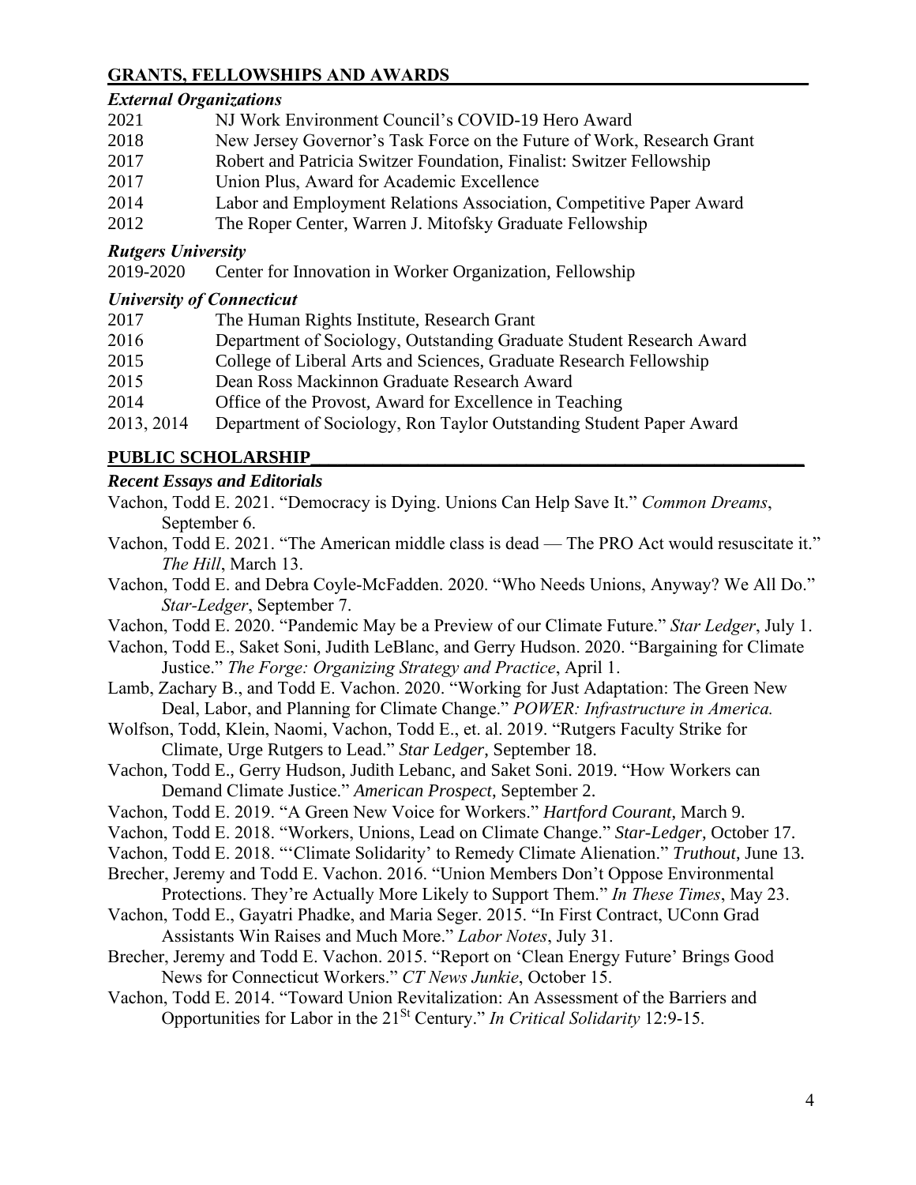## GRANTS, FELLOWSHIPS AND AWARDS

### *External Organizations*

2021 NJ Work Environment Council's COVID-19 Hero Award

2018 New Jersey Governor's Task Force on the Future of Work, Research Grant

2017 Robert and Patricia Switzer Foundation, Finalist: Switzer Fellowship

2017 Union Plus, Award for Academic Excellence

2014 Labor and Employment Relations Association, Competitive Paper Award

2012 The Roper Center, Warren J. Mitofsky Graduate Fellowship

### *Rutgers University*

2019-2020 Center for Innovation in Worker Organization, Fellowship

### *University of Connecticut*

2017 The Human Rights Institute, Research Grant

2016 Department of Sociology, Outstanding Graduate Student Research Award

2015 College of Liberal Arts and Sciences, Graduate Research Fellowship

2015 Dean Ross Mackinnon Graduate Research Award

2014 Office of the Provost, Award for Excellence in Teaching

2013, 2014 Department of Sociology, Ron Taylor Outstanding Student Paper Award

## PUBLIC SCHOLARSHIP

### *Recent Essays and Editorials*

Vachon, Todd E. 2021. "Democracy is Dying. Unions Can Help Save It." *Common Dreams*, September 6.

Vachon, Todd E. 2021. "The American middle class is dead — The PRO Act would resuscitate it." *The Hill*, March 13.

Vachon, Todd E. and Debra Coyle-McFadden. 2020. "Who Needs Unions, Anyway? We All Do." *Star-Ledger*, September 7.

Vachon, Todd E. 2020. "Pandemic May be a Preview of our Climate Future." *Star Ledger*, July 1.

Vachon, Todd E., Saket Soni, Judith LeBlanc, and Gerry Hudson. 2020. "Bargaining for Climate Justice." *The Forge: Organizing Strategy and Practice*, April 1.

Lamb, Zachary B., and Todd E. Vachon. 2020. "Working for Just Adaptation: The Green New Deal, Labor, and Planning for Climate Change." *POWER: Infrastructure in America.*

Wolfson, Todd, Klein, Naomi, Vachon, Todd E., et. al. 2019. "Rutgers Faculty Strike for Climate, Urge Rutgers to Lead." *Star Ledger*, September 18.

Vachon, Todd E., Gerry Hudson, Judith Lebanc, and Saket Soni. 2019. "How Workers can Demand Climate Justice." *American Prospect,* September 2.

Vachon, Todd E. 2019. "A Green New Voice for Workers." *Hartford Courant*, March 9.

Vachon, Todd E. 2018. "Workers, Unions, Lead on Climate Change." *Star-Ledger*, October 17.

Vachon, Todd E. 2018. "'Climate Solidarity' to Remedy Climate Alienation." *Truthout*, June 13.

Brecher, Jeremy and Todd E. Vachon. 2016. "Union Members Don't Oppose Environmental Protections. They're Actually More Likely to Support Them." *In These Times*, May 23.

Vachon, Todd E., Gayatri Phadke, and Maria Seger. 2015. "In First Contract, UConn Grad Assistants Win Raises and Much More." *Labor Notes*, July 31.

Brecher, Jeremy and Todd E. Vachon. 2015. "Report on 'Clean Energy Future' Brings Good News for Connecticut Workers." *CT News Junkie*, October 15.

Vachon, Todd E. 2014. "Toward Union Revitalization: An Assessment of the Barriers and Opportunities for Labor in the 21St Century." *In Critical Solidarity* 12:9-15.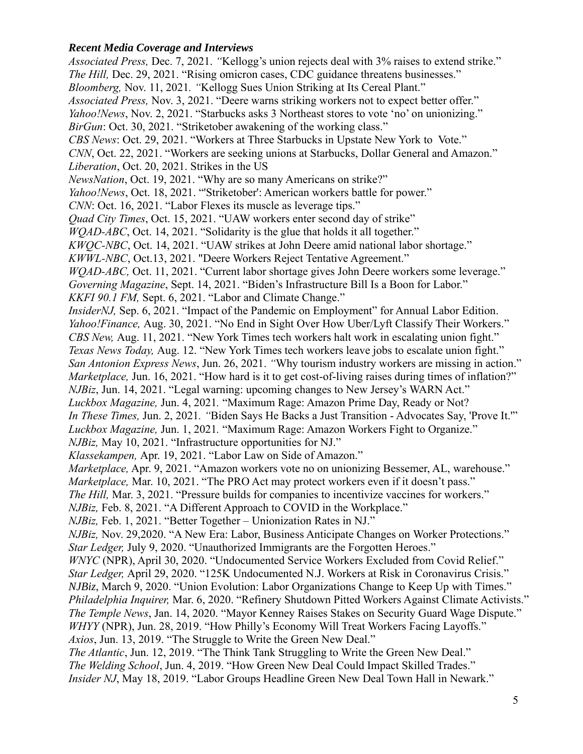### ***Recent Media Coverage and Interviews***

*Associated Press,* Dec. 7, 2021. *"*Kellogg's union rejects deal with 3% raises to extend strike."
*The Hill,* Dec. 29, 2021. "Rising omicron cases, CDC guidance threatens businesses."
*Bloomberg,* Nov. 11, 2021*. "*Kellogg Sues Union Striking at Its Cereal Plant."
*Associated Press,* Nov. 3, 2021. "Deere warns striking workers not to expect better offer."
*Yahoo!News*, Nov. 2, 2021. "Starbucks asks 3 Northeast stores to vote 'no' on unionizing."
*BirGun*: Oct. 30, 2021. "Striketober awakening of the working class."
*CBS News*: Oct. 29, 2021. "Workers at Three Starbucks in Upstate New York to Vote."
*CNN*, Oct. 22, 2021. "Workers are seeking unions at Starbucks, Dollar General and Amazon."
*Liberation*, Oct. 20, 2021. Strikes in the US
*NewsNation*, Oct. 19, 2021. "Why are so many Americans on strike?"
*Yahoo!News*, Oct. 18, 2021. "'Striketober': American workers battle for power."
*CNN*: Oct. 16, 2021. "Labor Flexes its muscle as leverage tips."
*Quad City Times*, Oct. 15, 2021. "UAW workers enter second day of strike"
*WQAD-ABC*, Oct. 14, 2021. "Solidarity is the glue that holds it all together."
*KWQC-NBC*, Oct. 14, 2021. "UAW strikes at John Deere amid national labor shortage."
*KWWL-NBC*, Oct.13, 2021. "Deere Workers Reject Tentative Agreement."
*WQAD-ABC,* Oct. 11, 2021. "Current labor shortage gives John Deere workers some leverage."
*Governing Magazine*, Sept. 14, 2021. "Biden's Infrastructure Bill Is a Boon for Labor."
*KKFI 90.1 FM,* Sept. 6, 2021. "Labor and Climate Change."
*InsiderNJ,* Sep. 6, 2021. "Impact of the Pandemic on Employment" for Annual Labor Edition.
*Yahoo!Finance,* Aug. 30, 2021. "No End in Sight Over How Uber/Lyft Classify Their Workers."
*CBS New,* Aug. 11, 2021. "New York Times tech workers halt work in escalating union fight."
*Texas News Today,* Aug. 12. "New York Times tech workers leave jobs to escalate union fight."
*San Antonion Express News*, Jun. 26, 2021. *"*Why tourism industry workers are missing in action."
*Marketplace,* Jun. 16, 2021. "How hard is it to get cost-of-living raises during times of inflation?"
*NJBiz*, Jun. 14, 2021. "Legal warning: upcoming changes to New Jersey's WARN Act."
*Luckbox Magazine,* Jun. 4, 2021*.* "Maximum Rage: Amazon Prime Day, Ready or Not?
*In These Times,* Jun. 2, 2021*. "*Biden Says He Backs a Just Transition - Advocates Say, 'Prove It.'"
*Luckbox Magazine,* Jun. 1, 2021*.* "Maximum Rage: Amazon Workers Fight to Organize."
*NJBiz,* May 10, 2021. "Infrastructure opportunities for NJ."
*Klassekampen,* Apr. 19, 2021. "Labor Law on Side of Amazon."
*Marketplace,* Apr. 9, 2021. "Amazon workers vote no on unionizing Bessemer, AL, warehouse."
*Marketplace,* Mar. 10, 2021. "The PRO Act may protect workers even if it doesn't pass."
*The Hill,* Mar. 3, 2021. "Pressure builds for companies to incentivize vaccines for workers."
*NJBiz,* Feb. 8, 2021. "A Different Approach to COVID in the Workplace."
*NJBiz,* Feb. 1, 2021. "Better Together – Unionization Rates in NJ."
*NJBiz,* Nov. 29,2020. "A New Era: Labor, Business Anticipate Changes on Worker Protections."
*Star Ledger,* July 9, 2020. "Unauthorized Immigrants are the Forgotten Heroes."
*WNYC* (NPR), April 30, 2020. "Undocumented Service Workers Excluded from Covid Relief."
*Star Ledger,* April 29, 2020. "125K Undocumented N.J. Workers at Risk in Coronavirus Crisis."
*NJBiz*, March 9, 2020. "Union Evolution: Labor Organizations Change to Keep Up with Times."
*Philadelphia Inquirer,* Mar. 6, 2020. "Refinery Shutdown Pitted Workers Against Climate Activists."
*The Temple News*, Jan. 14, 2020. "Mayor Kenney Raises Stakes on Security Guard Wage Dispute."
*WHYY* (NPR), Jun. 28, 2019. "How Philly's Economy Will Treat Workers Facing Layoffs."
*Axios*, Jun. 13, 2019. "The Struggle to Write the Green New Deal."
*The Atlantic*, Jun. 12, 2019. "The Think Tank Struggling to Write the Green New Deal."
*The Welding School*, Jun. 4, 2019. "How Green New Deal Could Impact Skilled Trades."
*Insider NJ*, May 18, 2019. "Labor Groups Headline Green New Deal Town Hall in Newark."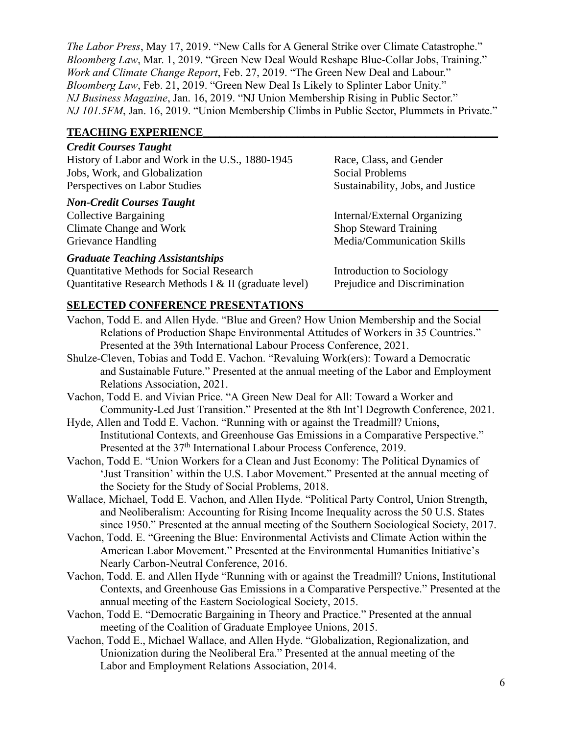*The Labor Press*, May 17, 2019. "New Calls for A General Strike over Climate Catastrophe."
*Bloomberg Law*, Mar. 1, 2019. "Green New Deal Would Reshape Blue-Collar Jobs, Training."
*Work and Climate Change Report*, Feb. 27, 2019. "The Green New Deal and Labour."
*Bloomberg Law*, Feb. 21, 2019. "Green New Deal Is Likely to Splinter Labor Unity."
*NJ Business Magazine*, Jan. 16, 2019. "NJ Union Membership Rising in Public Sector."
*NJ 101.5FM*, Jan. 16, 2019. "Union Membership Climbs in Public Sector, Plummets in Private."

## TEACHING EXPERIENCE

### *Credit Courses Taught*

History of Labor and Work in the U.S., 1880-1945
Jobs, Work, and Globalization
Perspectives on Labor Studies
Race, Class, and Gender
Social Problems
Sustainability, Jobs, and Justice

### *Non-Credit Courses Taught*

Collective Bargaining
Climate Change and Work
Grievance Handling
Internal/External Organizing
Shop Steward Training
Media/Communication Skills

### *Graduate Teaching Assistantships*

Quantitative Methods for Social Research
Quantitative Research Methods I & II (graduate level)
Introduction to Sociology
Prejudice and Discrimination

## SELECTED CONFERENCE PRESENTATIONS

Vachon, Todd E. and Allen Hyde. "Blue and Green? How Union Membership and the Social Relations of Production Shape Environmental Attitudes of Workers in 35 Countries." Presented at the 39th International Labour Process Conference, 2021.

Shulze-Cleven, Tobias and Todd E. Vachon. "Revaluing Work(ers): Toward a Democratic and Sustainable Future." Presented at the annual meeting of the Labor and Employment Relations Association, 2021.

Vachon, Todd E. and Vivian Price. "A Green New Deal for All: Toward a Worker and Community-Led Just Transition." Presented at the 8th Int'l Degrowth Conference, 2021.

Hyde, Allen and Todd E. Vachon. "Running with or against the Treadmill? Unions, Institutional Contexts, and Greenhouse Gas Emissions in a Comparative Perspective." Presented at the 37th International Labour Process Conference, 2019.

Vachon, Todd E. "Union Workers for a Clean and Just Economy: The Political Dynamics of 'Just Transition' within the U.S. Labor Movement." Presented at the annual meeting of the Society for the Study of Social Problems, 2018.

Wallace, Michael, Todd E. Vachon, and Allen Hyde. "Political Party Control, Union Strength, and Neoliberalism: Accounting for Rising Income Inequality across the 50 U.S. States since 1950." Presented at the annual meeting of the Southern Sociological Society, 2017.

Vachon, Todd. E. "Greening the Blue: Environmental Activists and Climate Action within the American Labor Movement." Presented at the Environmental Humanities Initiative's Nearly Carbon-Neutral Conference, 2016.

Vachon, Todd. E. and Allen Hyde "Running with or against the Treadmill? Unions, Institutional Contexts, and Greenhouse Gas Emissions in a Comparative Perspective." Presented at the annual meeting of the Eastern Sociological Society, 2015.

Vachon, Todd E. "Democratic Bargaining in Theory and Practice." Presented at the annual meeting of the Coalition of Graduate Employee Unions, 2015.

Vachon, Todd E., Michael Wallace, and Allen Hyde. "Globalization, Regionalization, and Unionization during the Neoliberal Era." Presented at the annual meeting of the Labor and Employment Relations Association, 2014.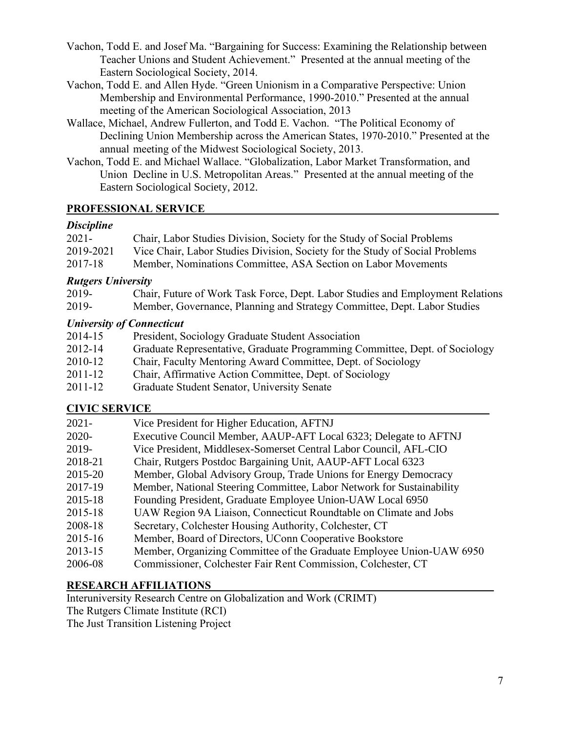Vachon, Todd E. and Josef Ma. "Bargaining for Success: Examining the Relationship between Teacher Unions and Student Achievement." Presented at the annual meeting of the Eastern Sociological Society, 2014.

Vachon, Todd E. and Allen Hyde. "Green Unionism in a Comparative Perspective: Union Membership and Environmental Performance, 1990-2010." Presented at the annual meeting of the American Sociological Association, 2013

Wallace, Michael, Andrew Fullerton, and Todd E. Vachon. "The Political Economy of Declining Union Membership across the American States, 1970-2010." Presented at the annual meeting of the Midwest Sociological Society, 2013.

Vachon, Todd E. and Michael Wallace. "Globalization, Labor Market Transformation, and Union Decline in U.S. Metropolitan Areas." Presented at the annual meeting of the Eastern Sociological Society, 2012.

## PROFESSIONAL SERVICE

### *Discipline*

| | |
|---|---|
| 2021- | Chair, Labor Studies Division, Society for the Study of Social Problems |
| 2019-2021 | Vice Chair, Labor Studies Division, Society for the Study of Social Problems |
| 2017-18 | Member, Nominations Committee, ASA Section on Labor Movements |

### *Rutgers University*

| | |
|---|---|
| 2019- | Chair, Future of Work Task Force, Dept. Labor Studies and Employment Relations |
| 2019- | Member, Governance, Planning and Strategy Committee, Dept. Labor Studies |

### *University of Connecticut*

| | |
|---|---|
| 2014-15 | President, Sociology Graduate Student Association |
| 2012-14 | Graduate Representative, Graduate Programming Committee, Dept. of Sociology |
| 2010-12 | Chair, Faculty Mentoring Award Committee, Dept. of Sociology |
| 2011-12 | Chair, Affirmative Action Committee, Dept. of Sociology |
| 2011-12 | Graduate Student Senator, University Senate |

## CIVIC SERVICE

| | |
|---|---|
| 2021- | Vice President for Higher Education, AFTNJ |
| 2020- | Executive Council Member, AAUP-AFT Local 6323; Delegate to AFTNJ |
| 2019- | Vice President, Middlesex-Somerset Central Labor Council, AFL-CIO |
| 2018-21 | Chair, Rutgers Postdoc Bargaining Unit, AAUP-AFT Local 6323 |
| 2015-20 | Member, Global Advisory Group, Trade Unions for Energy Democracy |
| 2017-19 | Member, National Steering Committee, Labor Network for Sustainability |
| 2015-18 | Founding President, Graduate Employee Union-UAW Local 6950 |
| 2015-18 | UAW Region 9A Liaison, Connecticut Roundtable on Climate and Jobs |
| 2008-18 | Secretary, Colchester Housing Authority, Colchester, CT |
| 2015-16 | Member, Board of Directors, UConn Cooperative Bookstore |
| 2013-15 | Member, Organizing Committee of the Graduate Employee Union-UAW 6950 |
| 2006-08 | Commissioner, Colchester Fair Rent Commission, Colchester, CT |

## RESEARCH AFFILIATIONS

Interuniversity Research Centre on Globalization and Work (CRIMT)
The Rutgers Climate Institute (RCI)
The Just Transition Listening Project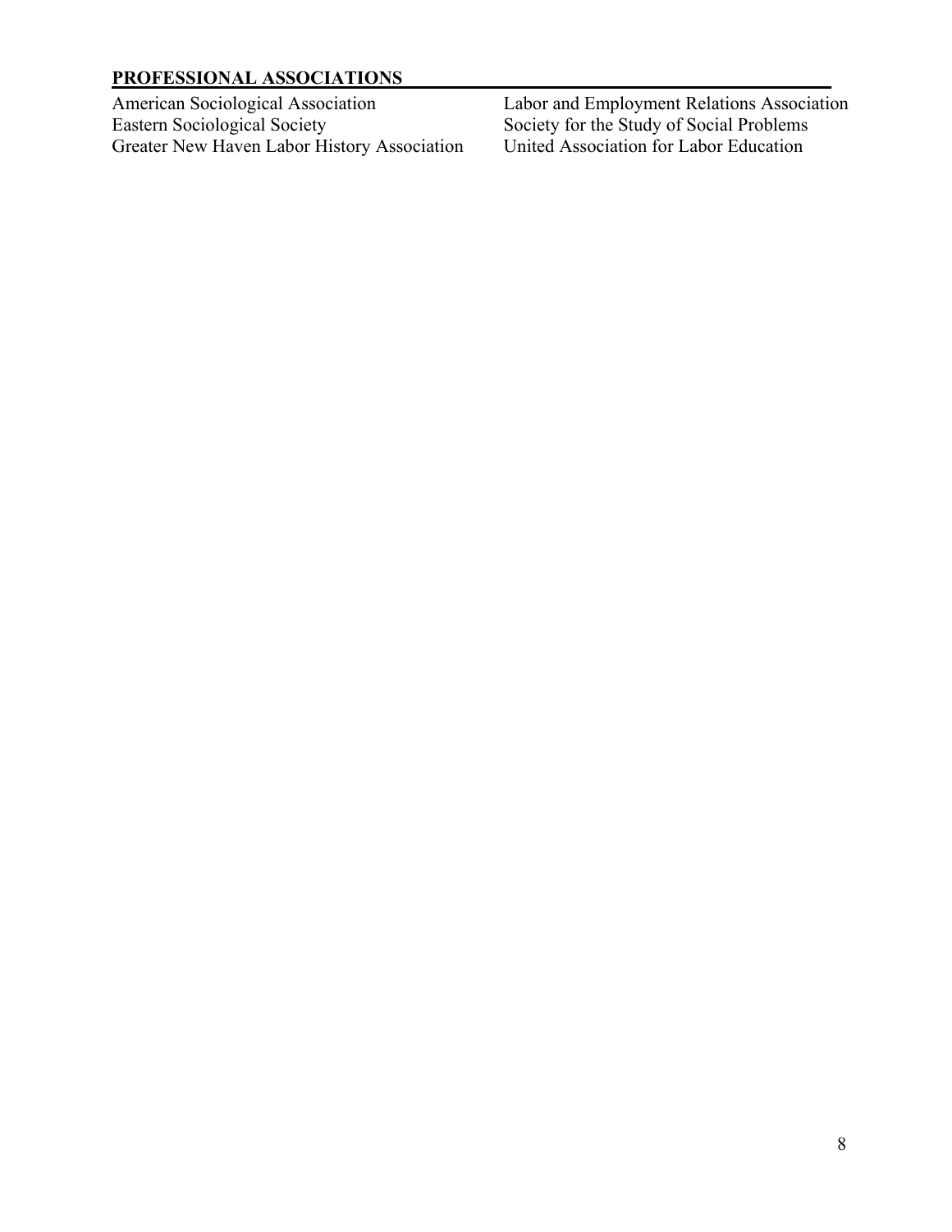## PROFESSIONAL ASSOCIATIONS

American Sociological Association
Eastern Sociological Society
Greater New Haven Labor History Association
Labor and Employment Relations Association
Society for the Study of Social Problems
United Association for Labor Education